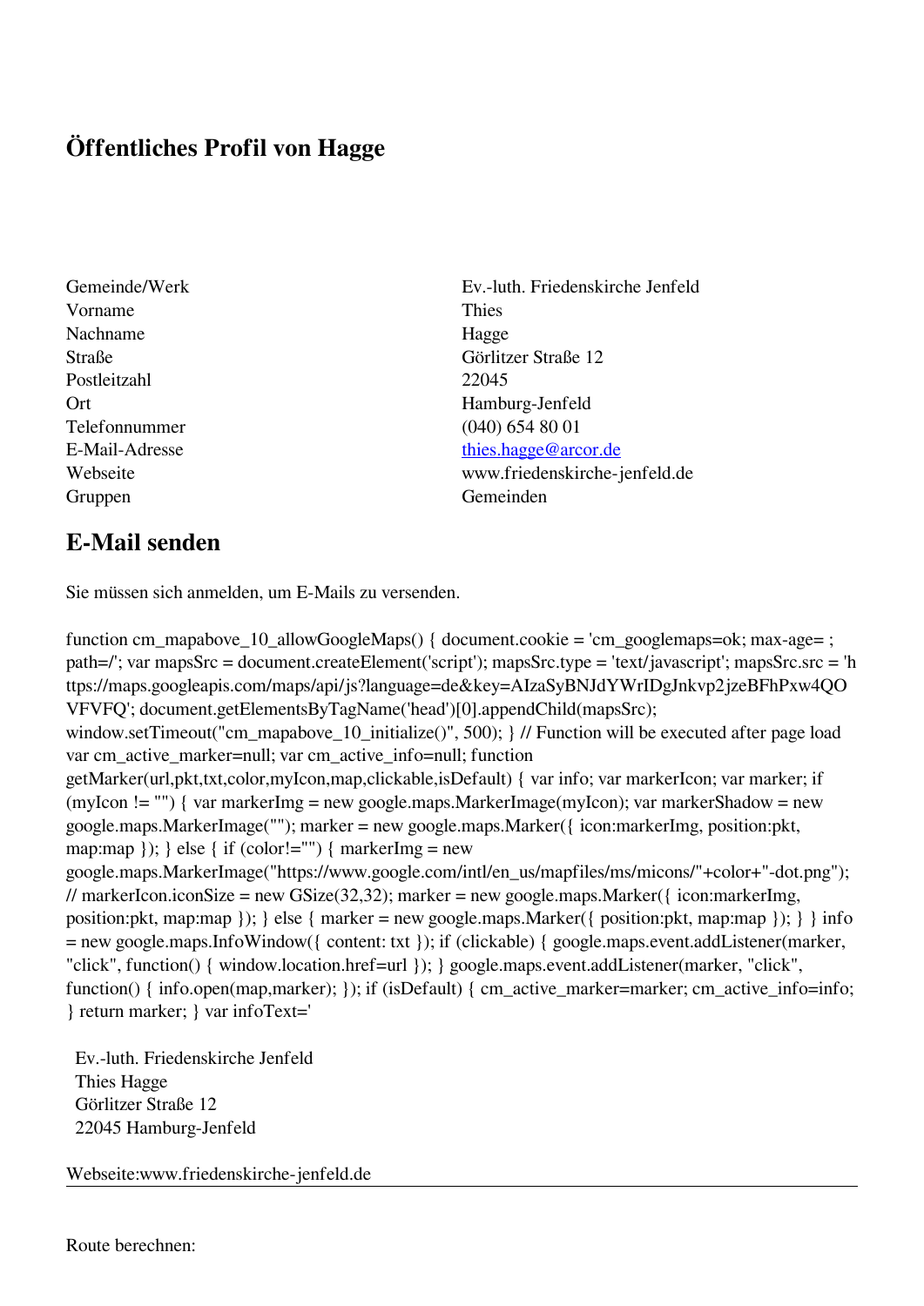# Öffentliches Profil von Hagge

| | |
|---|---|
| Gemeinde/Werk | Ev.-luth. Friedenskirche Jenfeld |
| Vorname | Thies |
| Nachname | Hagge |
| Straße | Görlitzer Straße 12 |
| Postleitzahl | 22045 |
| Ort | Hamburg-Jenfeld |
| Telefonnummer | (040) 654 80 01 |
| E-Mail-Adresse | thies.hagge@arcor.de |
| Webseite | www.friedenskirche-jenfeld.de |
| Gruppen | Gemeinden |

## E-Mail senden

Sie müssen sich anmelden, um E-Mails zu versenden.

function cm_mapabove_10_allowGoogleMaps() { document.cookie = 'cm_googlemaps=ok; max-age= ; path=/'; var mapsSrc = document.createElement('script'); mapsSrc.type = 'text/javascript'; mapsSrc.src = 'https://maps.googleapis.com/maps/api/js?language=de&key=AIzaSyBNJdYWrIDgJnkvp2jzeBFhPxw4QOVFVFQ'; document.getElementsByTagName('head')[0].appendChild(mapsSrc); window.setTimeout("cm_mapabove_10_initialize()", 500); } // Function will be executed after page load var cm_active_marker=null; var cm_active_info=null; function getMarker(url,pkt,txt,color,myIcon,map,clickable,isDefault) { var info; var markerIcon; var marker; if (myIcon != "") { var markerImg = new google.maps.MarkerImage(myIcon); var markerShadow = new google.maps.MarkerImage(""); marker = new google.maps.Marker({ icon:markerImg, position:pkt, map:map }); } else { if (color!="") { markerImg = new google.maps.MarkerImage("https://www.google.com/intl/en_us/mapfiles/ms/micons/"+color+"-dot.png"); // markerIcon.iconSize = new GSize(32,32); marker = new google.maps.Marker({ icon:markerImg, position:pkt, map:map }); } else { marker = new google.maps.Marker({ position:pkt, map:map }); } } info = new google.maps.InfoWindow({ content: txt }); if (clickable) { google.maps.event.addListener(marker, "click", function() { window.location.href=url }); } google.maps.event.addListener(marker, "click", function() { info.open(map,marker); }); if (isDefault) { cm_active_marker=marker; cm_active_info=info; } return marker; } var infoText='

Ev.-luth. Friedenskirche Jenfeld
Thies Hagge
Görlitzer Straße 12
22045 Hamburg-Jenfeld

Webseite:www.friedenskirche-jenfeld.de

---

Route berechnen: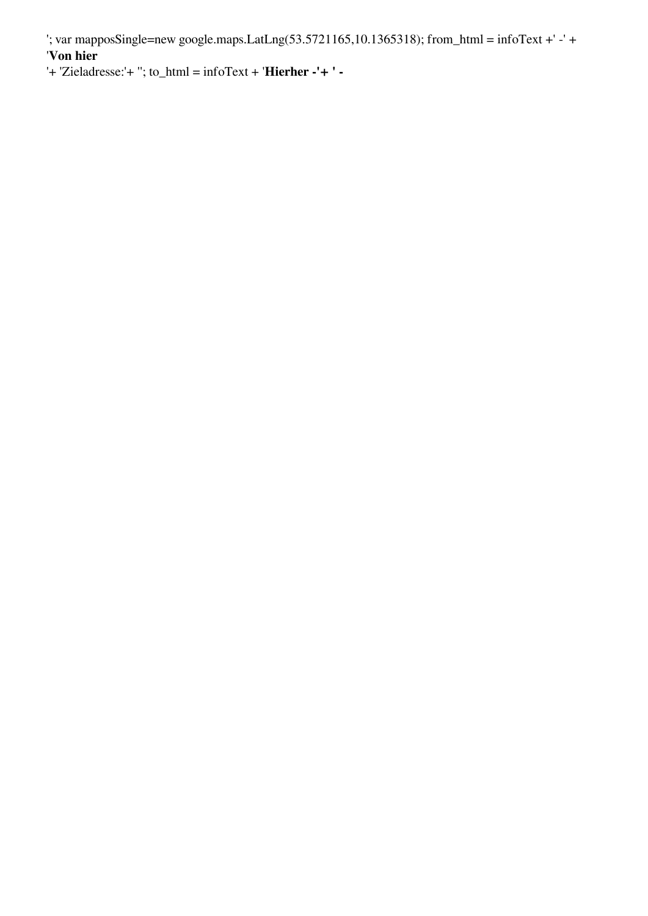'; var mapposSingle=new google.maps.LatLng(53.5721165,10.1365318); from_html = infoText +' -' +
'**Von hier**
'+ 'Zieladresse:'+ ''; to_html = infoText + '**Hierher -'+ ' -**